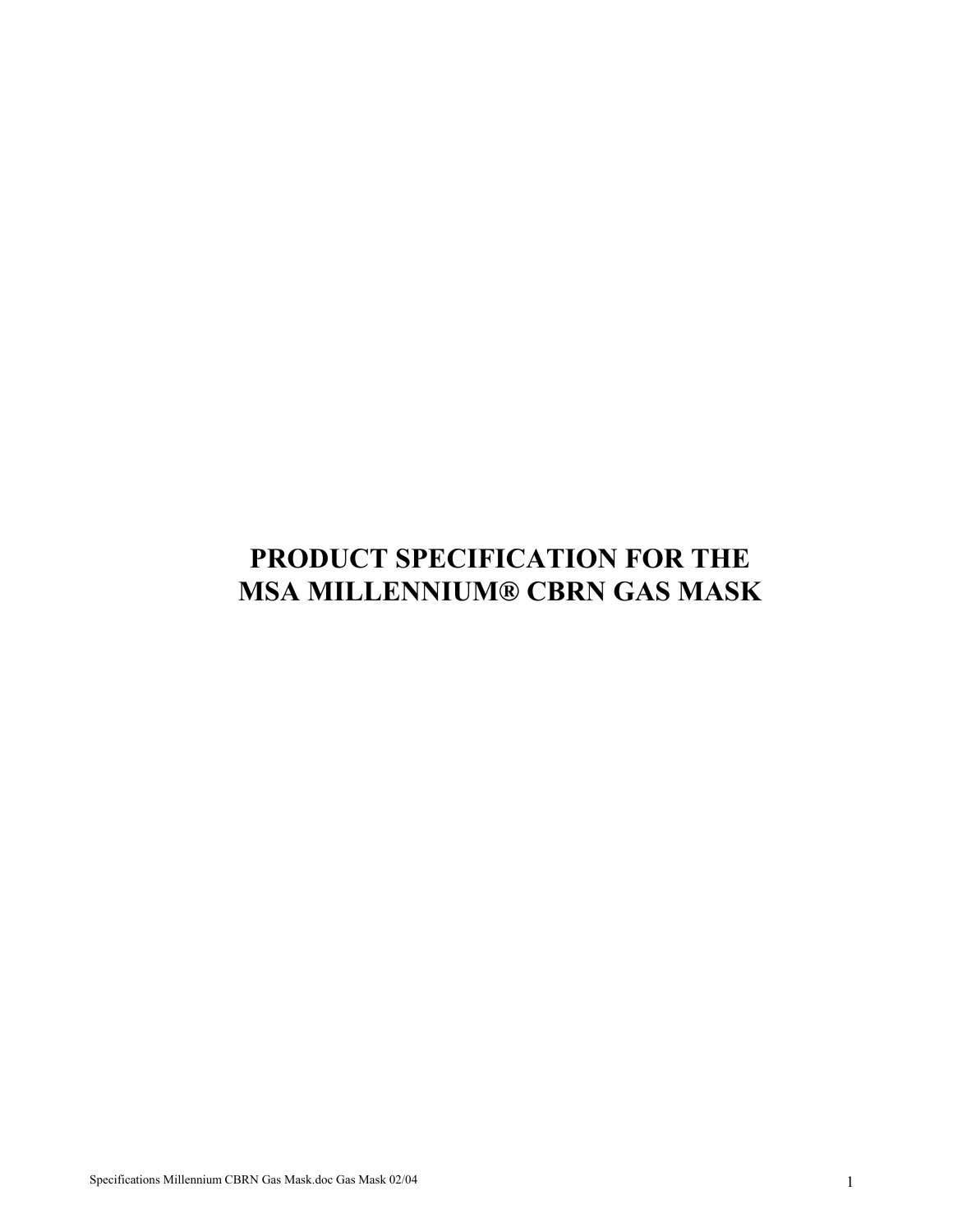# PRODUCT SPECIFICATION FOR THE MSA MILLENNIUM® CBRN GAS MASK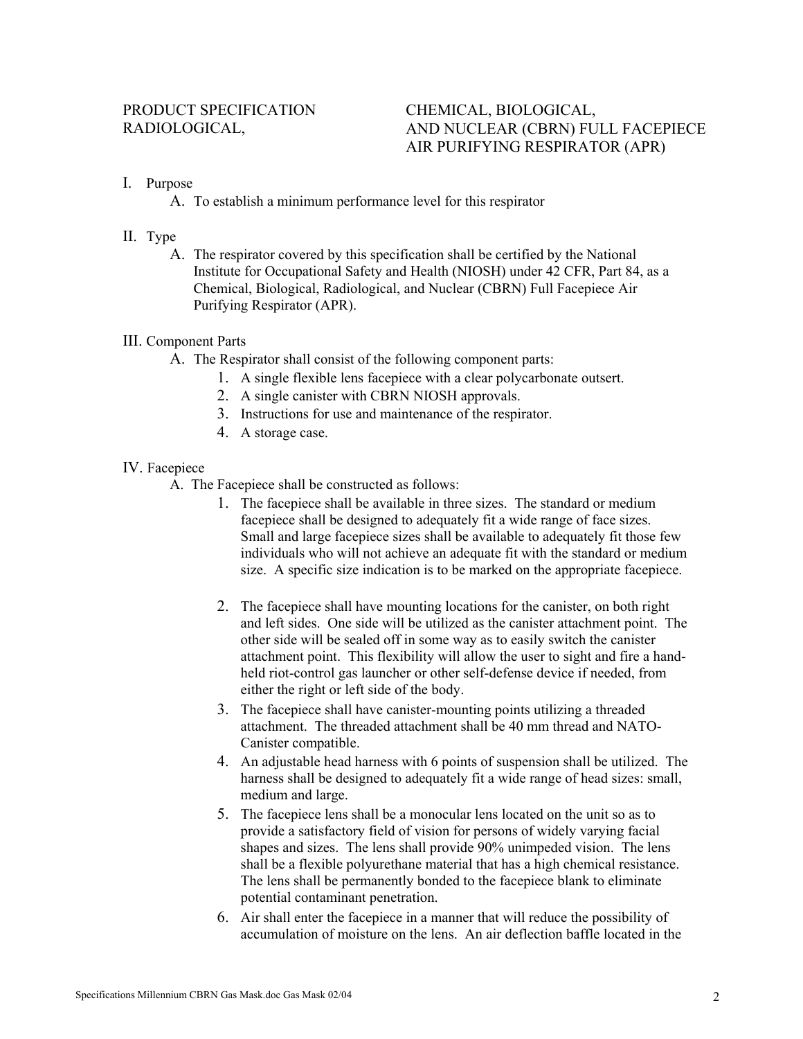PRODUCT SPECIFICATION CHEMICAL, BIOLOGICAL, RADIOLOGICAL, AND NUCLEAR (CBRN) FULL FACEPIECE AIR PURIFYING RESPIRATOR (APR)

I. Purpose

A. To establish a minimum performance level for this respirator

II. Type

A. The respirator covered by this specification shall be certified by the National Institute for Occupational Safety and Health (NIOSH) under 42 CFR, Part 84, as a Chemical, Biological, Radiological, and Nuclear (CBRN) Full Facepiece Air Purifying Respirator (APR).

III. Component Parts

A. The Respirator shall consist of the following component parts:

1. A single flexible lens facepiece with a clear polycarbonate outsert.
2. A single canister with CBRN NIOSH approvals.
3. Instructions for use and maintenance of the respirator.
4. A storage case.

IV. Facepiece

A. The Facepiece shall be constructed as follows:

1. The facepiece shall be available in three sizes. The standard or medium facepiece shall be designed to adequately fit a wide range of face sizes. Small and large facepiece sizes shall be available to adequately fit those few individuals who will not achieve an adequate fit with the standard or medium size. A specific size indication is to be marked on the appropriate facepiece.
2. The facepiece shall have mounting locations for the canister, on both right and left sides. One side will be utilized as the canister attachment point. The other side will be sealed off in some way as to easily switch the canister attachment point. This flexibility will allow the user to sight and fire a hand-held riot-control gas launcher or other self-defense device if needed, from either the right or left side of the body.
3. The facepiece shall have canister-mounting points utilizing a threaded attachment. The threaded attachment shall be 40 mm thread and NATO-Canister compatible.
4. An adjustable head harness with 6 points of suspension shall be utilized. The harness shall be designed to adequately fit a wide range of head sizes: small, medium and large.
5. The facepiece lens shall be a monocular lens located on the unit so as to provide a satisfactory field of vision for persons of widely varying facial shapes and sizes. The lens shall provide 90% unimpeded vision. The lens shall be a flexible polyurethane material that has a high chemical resistance. The lens shall be permanently bonded to the facepiece blank to eliminate potential contaminant penetration.
6. Air shall enter the facepiece in a manner that will reduce the possibility of accumulation of moisture on the lens. An air deflection baffle located in the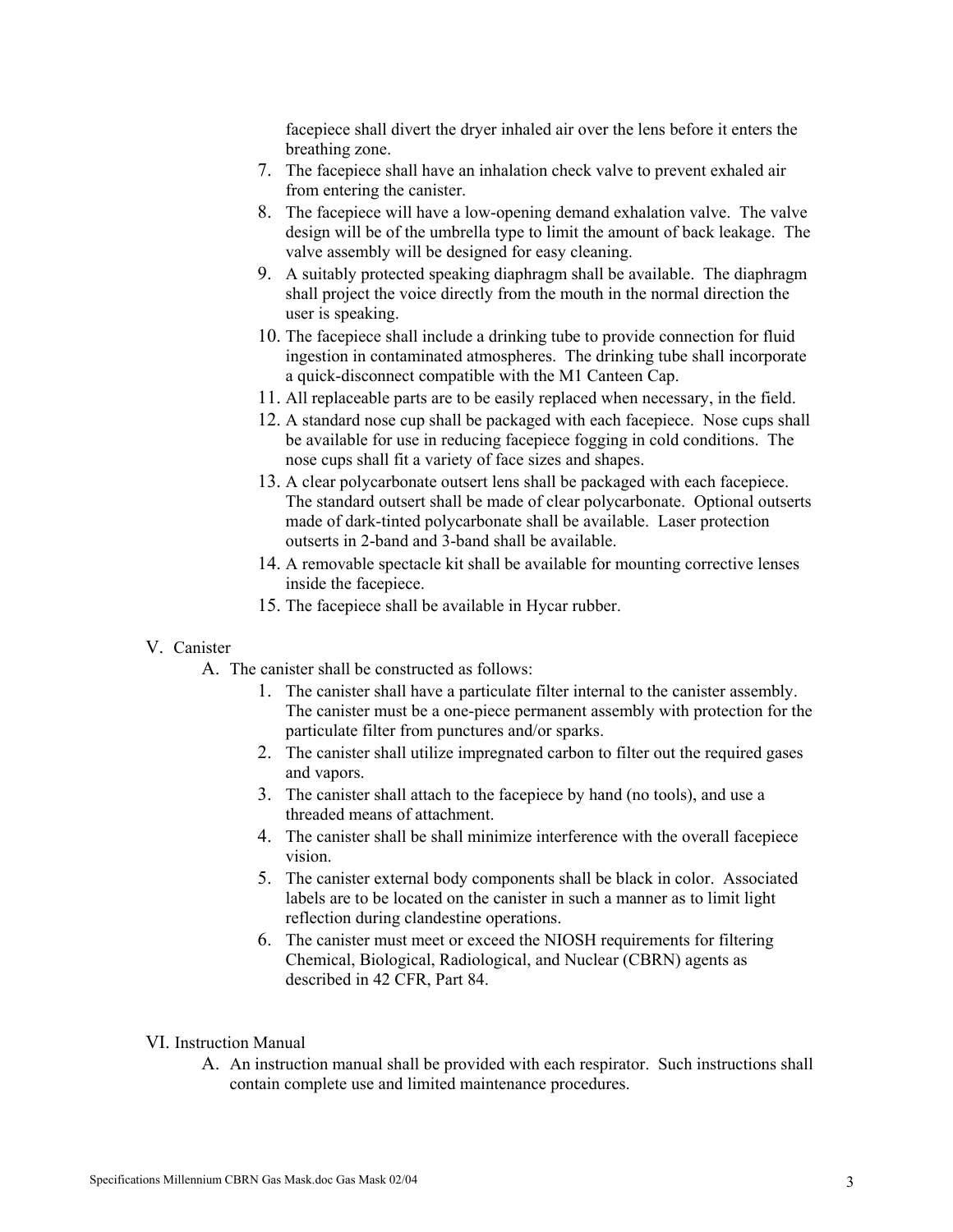facepiece shall divert the dryer inhaled air over the lens before it enters the breathing zone.

7. The facepiece shall have an inhalation check valve to prevent exhaled air from entering the canister.
8. The facepiece will have a low-opening demand exhalation valve. The valve design will be of the umbrella type to limit the amount of back leakage. The valve assembly will be designed for easy cleaning.
9. A suitably protected speaking diaphragm shall be available. The diaphragm shall project the voice directly from the mouth in the normal direction the user is speaking.
10. The facepiece shall include a drinking tube to provide connection for fluid ingestion in contaminated atmospheres. The drinking tube shall incorporate a quick-disconnect compatible with the M1 Canteen Cap.
11. All replaceable parts are to be easily replaced when necessary, in the field.
12. A standard nose cup shall be packaged with each facepiece. Nose cups shall be available for use in reducing facepiece fogging in cold conditions. The nose cups shall fit a variety of face sizes and shapes.
13. A clear polycarbonate outsert lens shall be packaged with each facepiece. The standard outsert shall be made of clear polycarbonate. Optional outserts made of dark-tinted polycarbonate shall be available. Laser protection outserts in 2-band and 3-band shall be available.
14. A removable spectacle kit shall be available for mounting corrective lenses inside the facepiece.
15. The facepiece shall be available in Hycar rubber.

V. Canister

A. The canister shall be constructed as follows:

1. The canister shall have a particulate filter internal to the canister assembly. The canister must be a one-piece permanent assembly with protection for the particulate filter from punctures and/or sparks.
2. The canister shall utilize impregnated carbon to filter out the required gases and vapors.
3. The canister shall attach to the facepiece by hand (no tools), and use a threaded means of attachment.
4. The canister shall be shall minimize interference with the overall facepiece vision.
5. The canister external body components shall be black in color. Associated labels are to be located on the canister in such a manner as to limit light reflection during clandestine operations.
6. The canister must meet or exceed the NIOSH requirements for filtering Chemical, Biological, Radiological, and Nuclear (CBRN) agents as described in 42 CFR, Part 84.

VI. Instruction Manual

A. An instruction manual shall be provided with each respirator. Such instructions shall contain complete use and limited maintenance procedures.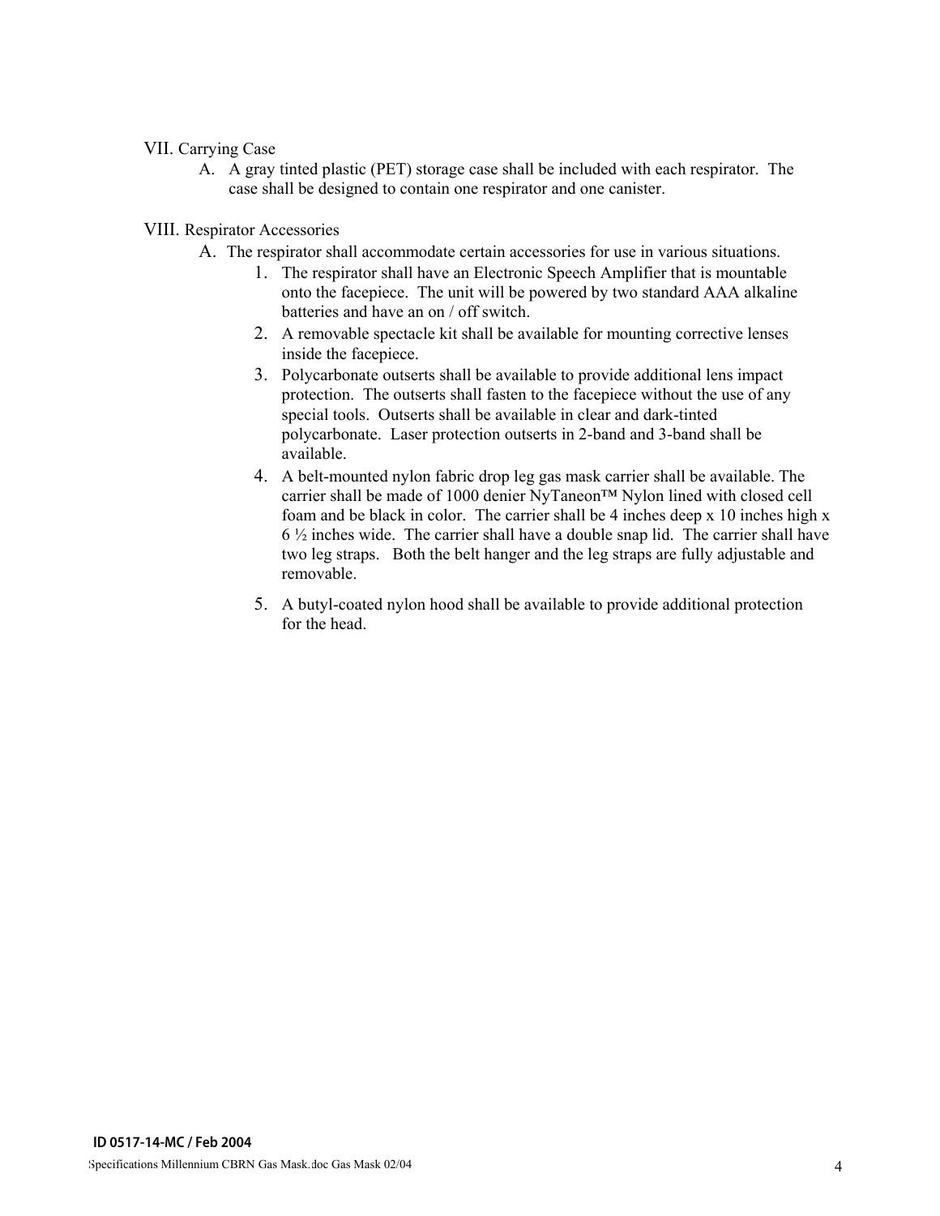VII. Carrying Case

A. A gray tinted plastic (PET) storage case shall be included with each respirator. The case shall be designed to contain one respirator and one canister.

VIII. Respirator Accessories

A. The respirator shall accommodate certain accessories for use in various situations.

1. The respirator shall have an Electronic Speech Amplifier that is mountable onto the facepiece. The unit will be powered by two standard AAA alkaline batteries and have an on / off switch.
2. A removable spectacle kit shall be available for mounting corrective lenses inside the facepiece.
3. Polycarbonate outserts shall be available to provide additional lens impact protection. The outserts shall fasten to the facepiece without the use of any special tools. Outserts shall be available in clear and dark-tinted polycarbonate. Laser protection outserts in 2-band and 3-band shall be available.
4. A belt-mounted nylon fabric drop leg gas mask carrier shall be available. The carrier shall be made of 1000 denier NyTaneon™ Nylon lined with closed cell foam and be black in color. The carrier shall be 4 inches deep x 10 inches high x 6 ½ inches wide. The carrier shall have a double snap lid. The carrier shall have two leg straps. Both the belt hanger and the leg straps are fully adjustable and removable.
5. A butyl-coated nylon hood shall be available to provide additional protection for the head.